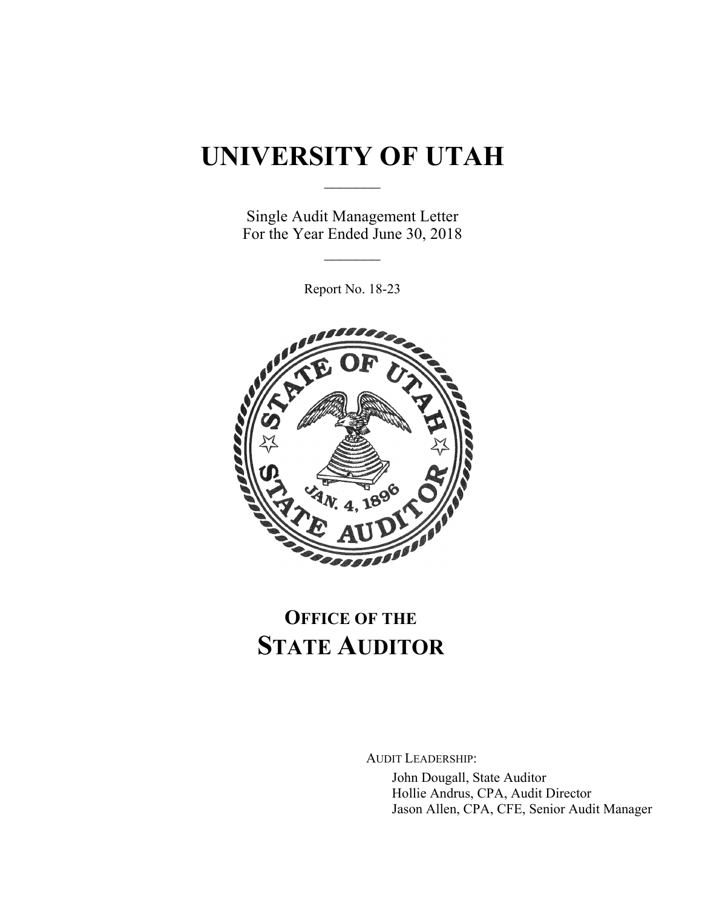# UNIVERSITY OF UTAH

Single Audit Management Letter
For the Year Ended June 30, 2018

Report No. 18-23

## OFFICE OF THE STATE AUDITOR

AUDIT LEADERSHIP:

John Dougall, State Auditor
Hollie Andrus, CPA, Audit Director
Jason Allen, CPA, CFE, Senior Audit Manager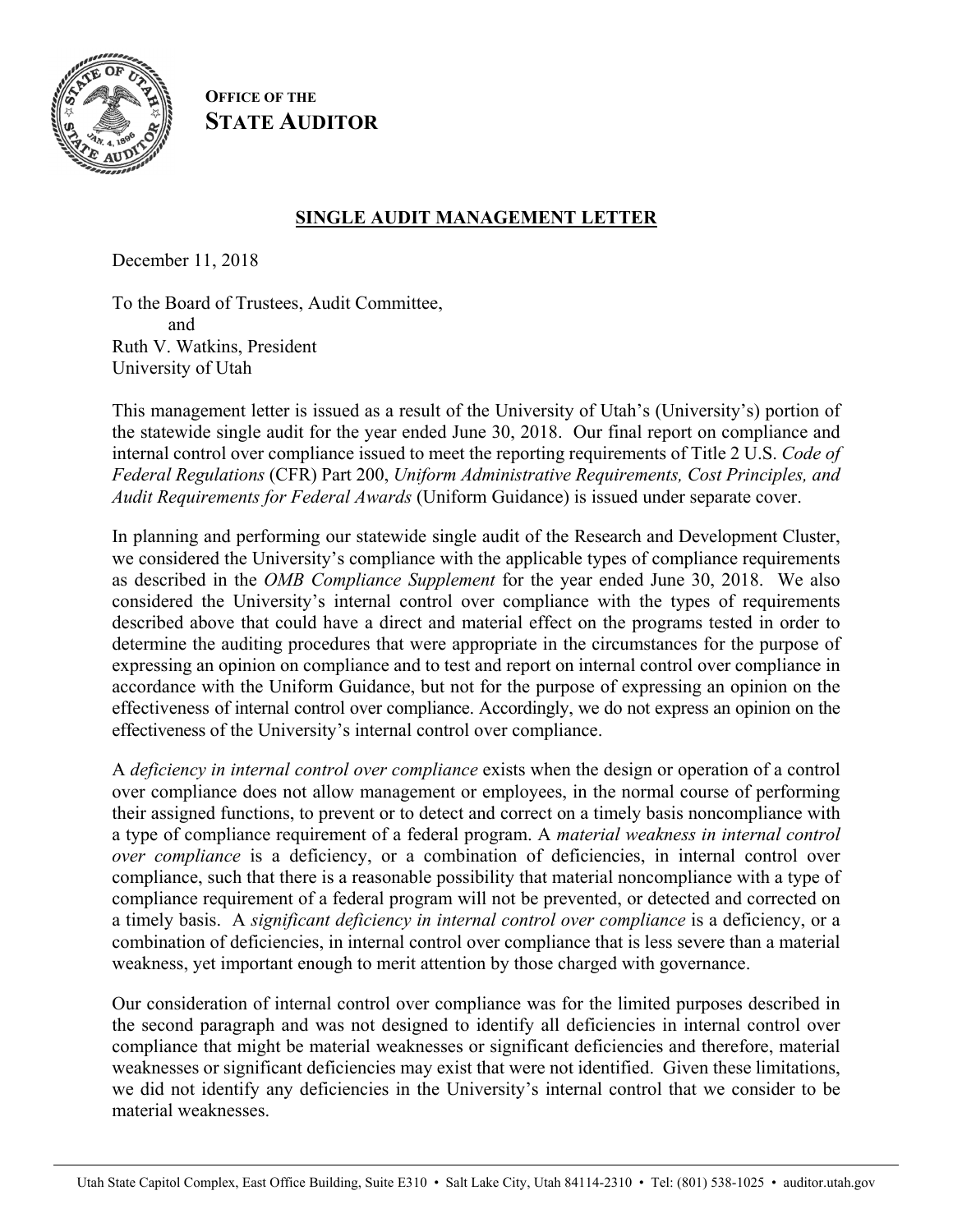**OFFICE OF THE**
**STATE AUDITOR**

## SINGLE AUDIT MANAGEMENT LETTER

December 11, 2018

To the Board of Trustees, Audit Committee,
and
Ruth V. Watkins, President
University of Utah

This management letter is issued as a result of the University of Utah's (University's) portion of the statewide single audit for the year ended June 30, 2018. Our final report on compliance and internal control over compliance issued to meet the reporting requirements of Title 2 U.S. *Code of Federal Regulations* (CFR) Part 200, *Uniform Administrative Requirements, Cost Principles, and Audit Requirements for Federal Awards* (Uniform Guidance) is issued under separate cover.

In planning and performing our statewide single audit of the Research and Development Cluster, we considered the University's compliance with the applicable types of compliance requirements as described in the *OMB Compliance Supplement* for the year ended June 30, 2018. We also considered the University's internal control over compliance with the types of requirements described above that could have a direct and material effect on the programs tested in order to determine the auditing procedures that were appropriate in the circumstances for the purpose of expressing an opinion on compliance and to test and report on internal control over compliance in accordance with the Uniform Guidance, but not for the purpose of expressing an opinion on the effectiveness of internal control over compliance. Accordingly, we do not express an opinion on the effectiveness of the University's internal control over compliance.

A *deficiency in internal control over compliance* exists when the design or operation of a control over compliance does not allow management or employees, in the normal course of performing their assigned functions, to prevent or to detect and correct on a timely basis noncompliance with a type of compliance requirement of a federal program. A *material weakness in internal control over compliance* is a deficiency, or a combination of deficiencies, in internal control over compliance, such that there is a reasonable possibility that material noncompliance with a type of compliance requirement of a federal program will not be prevented, or detected and corrected on a timely basis. A *significant deficiency in internal control over compliance* is a deficiency, or a combination of deficiencies, in internal control over compliance that is less severe than a material weakness, yet important enough to merit attention by those charged with governance.

Our consideration of internal control over compliance was for the limited purposes described in the second paragraph and was not designed to identify all deficiencies in internal control over compliance that might be material weaknesses or significant deficiencies and therefore, material weaknesses or significant deficiencies may exist that were not identified. Given these limitations, we did not identify any deficiencies in the University's internal control that we consider to be material weaknesses.

Utah State Capitol Complex, East Office Building, Suite E310 • Salt Lake City, Utah 84114-2310 • Tel: (801) 538-1025 • auditor.utah.gov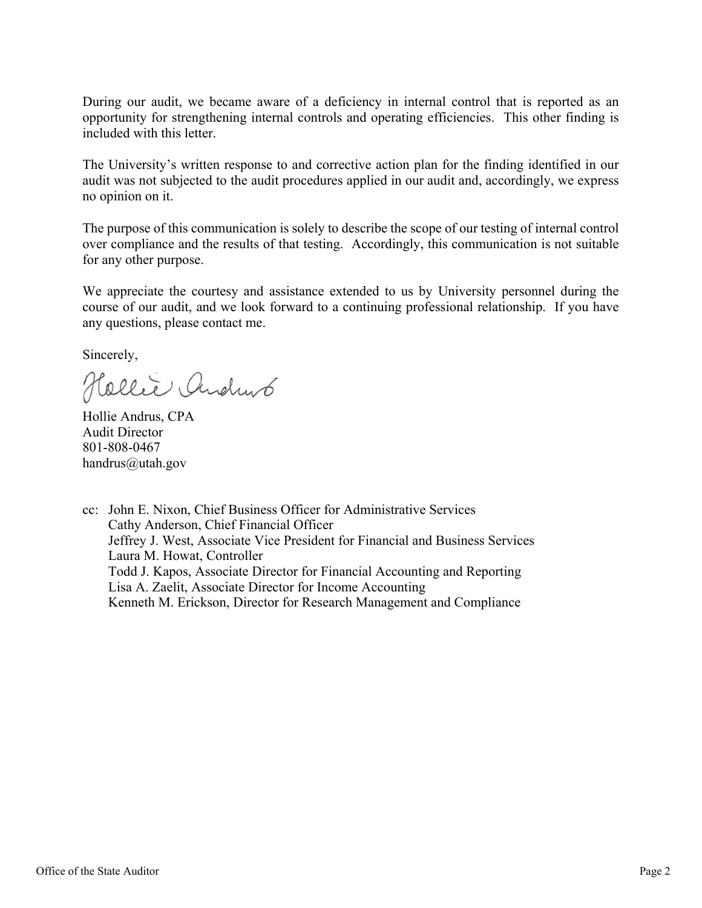During our audit, we became aware of a deficiency in internal control that is reported as an opportunity for strengthening internal controls and operating efficiencies. This other finding is included with this letter.

The University's written response to and corrective action plan for the finding identified in our audit was not subjected to the audit procedures applied in our audit and, accordingly, we express no opinion on it.

The purpose of this communication is solely to describe the scope of our testing of internal control over compliance and the results of that testing. Accordingly, this communication is not suitable for any other purpose.

We appreciate the courtesy and assistance extended to us by University personnel during the course of our audit, and we look forward to a continuing professional relationship. If you have any questions, please contact me.

Sincerely,

Hollie Andrus, CPA
Audit Director
801-808-0467
handrus@utah.gov

cc: John E. Nixon, Chief Business Officer for Administrative Services
Cathy Anderson, Chief Financial Officer
Jeffrey J. West, Associate Vice President for Financial and Business Services
Laura M. Howat, Controller
Todd J. Kapos, Associate Director for Financial Accounting and Reporting
Lisa A. Zaelit, Associate Director for Income Accounting
Kenneth M. Erickson, Director for Research Management and Compliance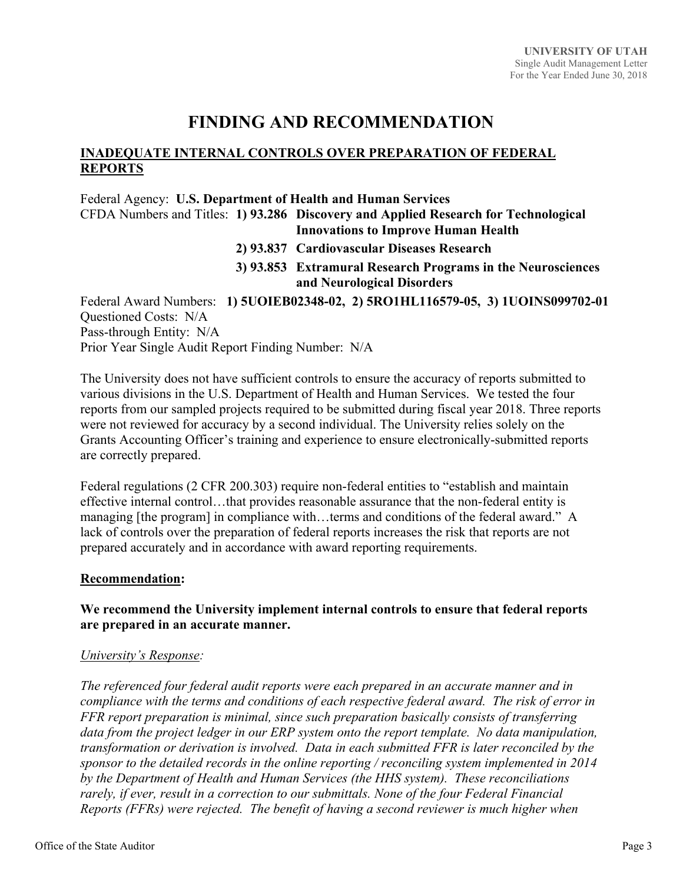# FINDING AND RECOMMENDATION

## INADEQUATE INTERNAL CONTROLS OVER PREPARATION OF FEDERAL REPORTS

Federal Agency: **U.S. Department of Health and Human Services**
CFDA Numbers and Titles: **1) 93.286 Discovery and Applied Research for Technological Innovations to Improve Human Health**
**2) 93.837 Cardiovascular Diseases Research**
**3) 93.853 Extramural Research Programs in the Neurosciences and Neurological Disorders**
Federal Award Numbers: **1) 5UOIEB02348-02, 2) 5RO1HL116579-05, 3) 1UOINS099702-01**
Questioned Costs: N/A
Pass-through Entity: N/A
Prior Year Single Audit Report Finding Number: N/A

The University does not have sufficient controls to ensure the accuracy of reports submitted to various divisions in the U.S. Department of Health and Human Services. We tested the four reports from our sampled projects required to be submitted during fiscal year 2018. Three reports were not reviewed for accuracy by a second individual. The University relies solely on the Grants Accounting Officer's training and experience to ensure electronically-submitted reports are correctly prepared.

Federal regulations (2 CFR 200.303) require non-federal entities to "establish and maintain effective internal control…that provides reasonable assurance that the non-federal entity is managing [the program] in compliance with…terms and conditions of the federal award." A lack of controls over the preparation of federal reports increases the risk that reports are not prepared accurately and in accordance with award reporting requirements.

**Recommendation:**

**We recommend the University implement internal controls to ensure that federal reports are prepared in an accurate manner.**

*University's Response:*

*The referenced four federal audit reports were each prepared in an accurate manner and in compliance with the terms and conditions of each respective federal award. The risk of error in FFR report preparation is minimal, since such preparation basically consists of transferring data from the project ledger in our ERP system onto the report template. No data manipulation, transformation or derivation is involved. Data in each submitted FFR is later reconciled by the sponsor to the detailed records in the online reporting / reconciling system implemented in 2014 by the Department of Health and Human Services (the HHS system). These reconciliations rarely, if ever, result in a correction to our submittals. None of the four Federal Financial Reports (FFRs) were rejected. The benefit of having a second reviewer is much higher when*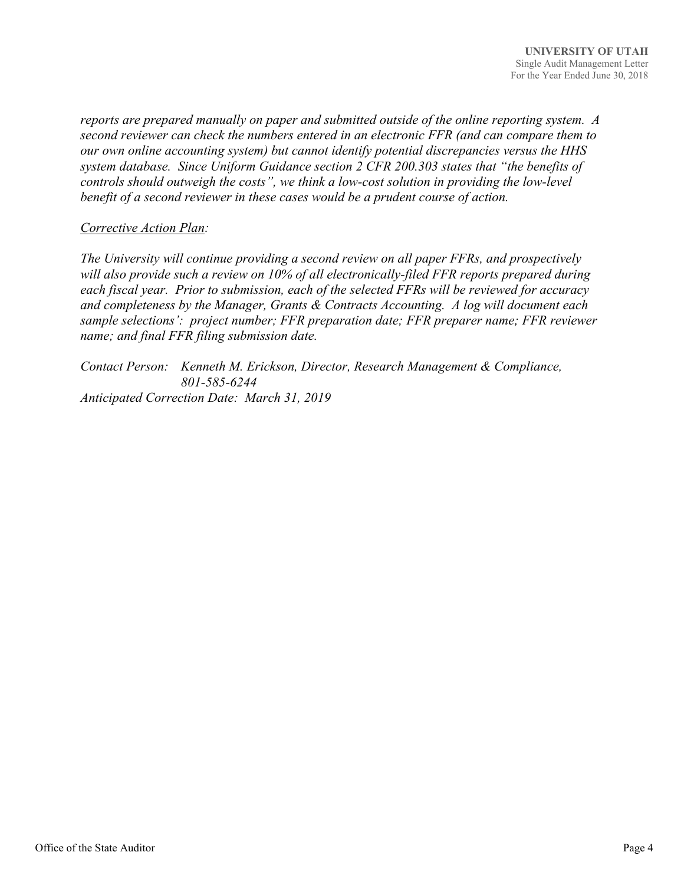*reports are prepared manually on paper and submitted outside of the online reporting system. A second reviewer can check the numbers entered in an electronic FFR (and can compare them to our own online accounting system) but cannot identify potential discrepancies versus the HHS system database. Since Uniform Guidance section 2 CFR 200.303 states that "the benefits of controls should outweigh the costs", we think a low-cost solution in providing the low-level benefit of a second reviewer in these cases would be a prudent course of action.*

*<u>Corrective Action Plan</u>:*

*The University will continue providing a second review on all paper FFRs, and prospectively will also provide such a review on 10% of all electronically-filed FFR reports prepared during each fiscal year. Prior to submission, each of the selected FFRs will be reviewed for accuracy and completeness by the Manager, Grants & Contracts Accounting. A log will document each sample selections': project number; FFR preparation date; FFR preparer name; FFR reviewer name; and final FFR filing submission date.*

*Contact Person: Kenneth M. Erickson, Director, Research Management & Compliance, 801-585-6244*
*Anticipated Correction Date: March 31, 2019*